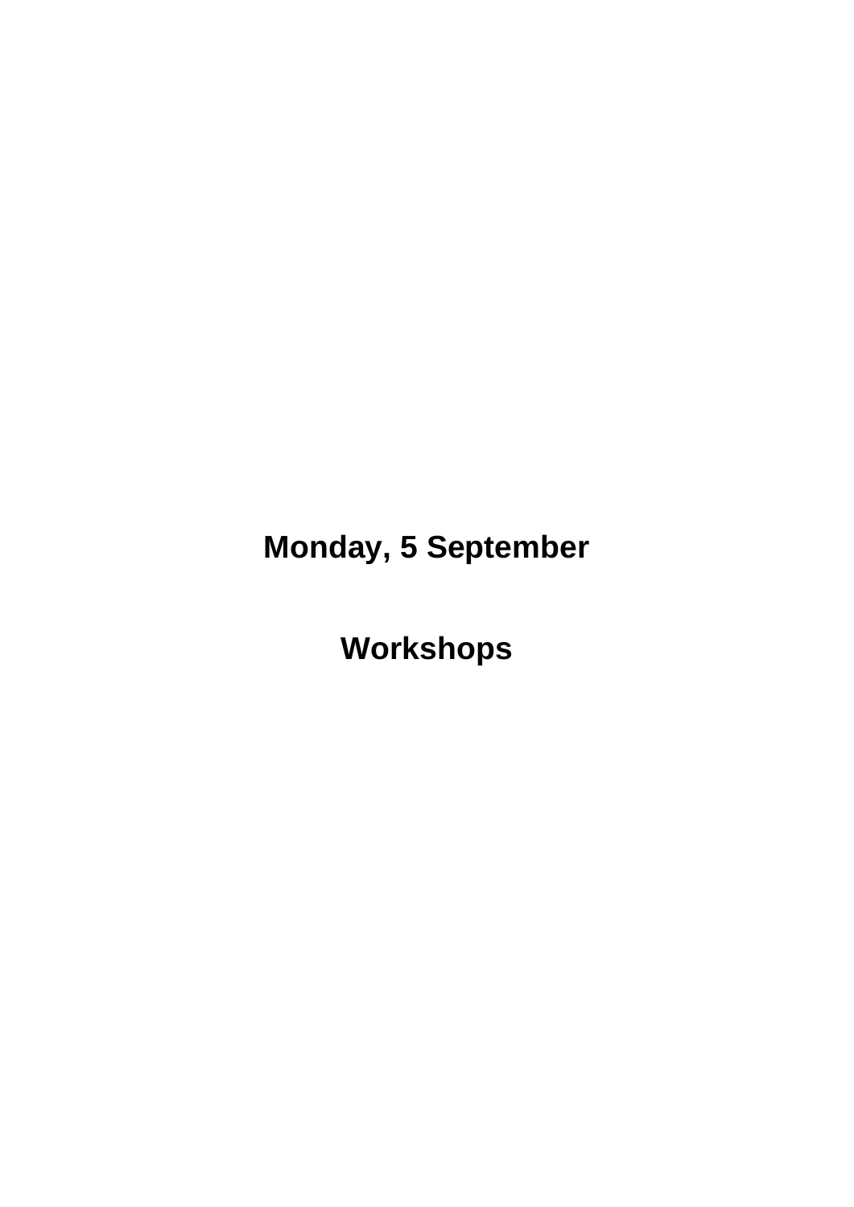# Monday, 5 September

# Workshops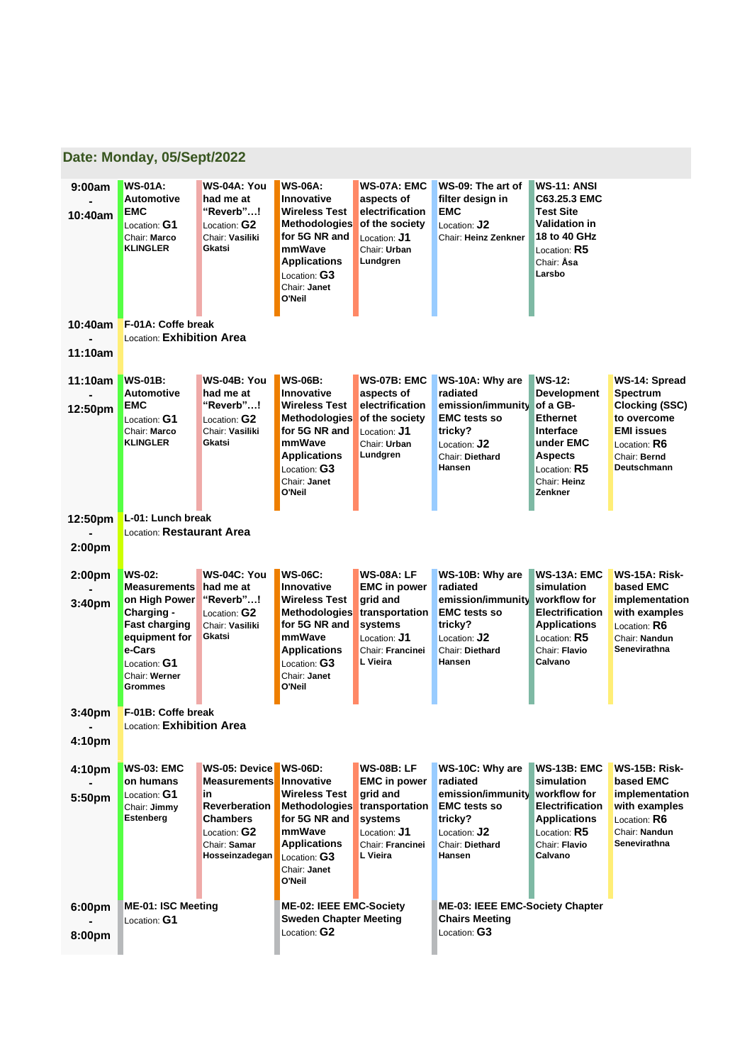## Date: Monday, 05/Sept/2022

| Time | | | | | | | |
|---|---|---|---|---|---|---|---|
| 9:00am - 10:40am | **WS-01A: Automotive EMC** Location: **G1** Chair: **Marco KLINGLER** | **WS-04A: You had me at “Reverb”…!** Location: **G2** Chair: **Vasiliki Gkatsi** | **WS-06A: Innovative Wireless Test Methodologies for 5G NR and mmWave Applications** Location: **G3** Chair: **Janet O'Neil** | **WS-07A: EMC aspects of electrification of the society** Location: **J1** Chair: **Urban Lundgren** | **WS-09: The art of filter design in EMC** Location: **J2** Chair: **Heinz Zenkner** | **WS-11: ANSI C63.25.3 EMC Test Site Validation in 18 to 40 GHz** Location: **R5** Chair: **Åsa Larsbo** | |
| 10:40am - 11:10am | **F-01A: Coffe break** Location: **Exhibition Area** | | | | | | |
| 11:10am - 12:50pm | **WS-01B: Automotive EMC** Location: **G1** Chair: **Marco KLINGLER** | **WS-04B: You had me at “Reverb”…!** Location: **G2** Chair: **Vasiliki Gkatsi** | **WS-06B: Innovative Wireless Test Methodologies for 5G NR and mmWave Applications** Location: **G3** Chair: **Janet O'Neil** | **WS-07B: EMC aspects of electrification of the society** Location: **J1** Chair: **Urban Lundgren** | **WS-10A: Why are radiated emission/immunity EMC tests so tricky?** Location: **J2** Chair: **Diethard Hansen** | **WS-12: Development of a GB-Ethernet Interface under EMC Aspects** Location: **R5** Chair: **Heinz Zenkner** | **WS-14: Spread Spectrum Clocking (SSC) to overcome EMI issues** Location: **R6** Chair: **Bernd Deutschmann** |
| 12:50pm - 2:00pm | **L-01: Lunch break** Location: **Restaurant Area** | | | | | | |
| 2:00pm - 3:40pm | **WS-02: Measurements on High Power Charging - Fast charging equipment for e-Cars** Location: **G1** Chair: **Werner Grommes** | **WS-04C: You had me at “Reverb”…!** Location: **G2** Chair: **Vasiliki Gkatsi** | **WS-06C: Innovative Wireless Test Methodologies for 5G NR and mmWave Applications** Location: **G3** Chair: **Janet O'Neil** | **WS-08A: LF EMC in power grid and transportation systems** Location: **J1** Chair: **Francinei L Vieira** | **WS-10B: Why are radiated emission/immunity EMC tests so tricky?** Location: **J2** Chair: **Diethard Hansen** | **WS-13A: EMC simulation workflow for Electrification Applications** Location: **R5** Chair: **Flavio Calvano** | **WS-15A: Risk-based EMC implementation with examples** Location: **R6** Chair: **Nandun Senevirathna** |
| 3:40pm - 4:10pm | **F-01B: Coffe break** Location: **Exhibition Area** | | | | | | |
| 4:10pm - 5:50pm | **WS-03: EMC on humans** Location: **G1** Chair: **Jimmy Estenberg** | **WS-05: Device Measurements in Reverberation Chambers** Location: **G2** Chair: **Samar Hosseinzadegan** | **WS-06D: Innovative Wireless Test Methodologies for 5G NR and mmWave Applications** Location: **G3** Chair: **Janet O'Neil** | **WS-08B: LF EMC in power grid and transportation systems** Location: **J1** Chair: **Francinei L Vieira** | **WS-10C: Why are radiated emission/immunity EMC tests so tricky?** Location: **J2** Chair: **Diethard Hansen** | **WS-13B: EMC simulation workflow for Electrification Applications** Location: **R5** Chair: **Flavio Calvano** | **WS-15B: Risk-based EMC implementation with examples** Location: **R6** Chair: **Nandun Senevirathna** |
| 6:00pm - 8:00pm | **ME-01: ISC Meeting** Location: **G1** | | **ME-02: IEEE EMC-Society Sweden Chapter Meeting** Location: **G2** | | **ME-03: IEEE EMC-Society Chapter Chairs Meeting** Location: **G3** | | |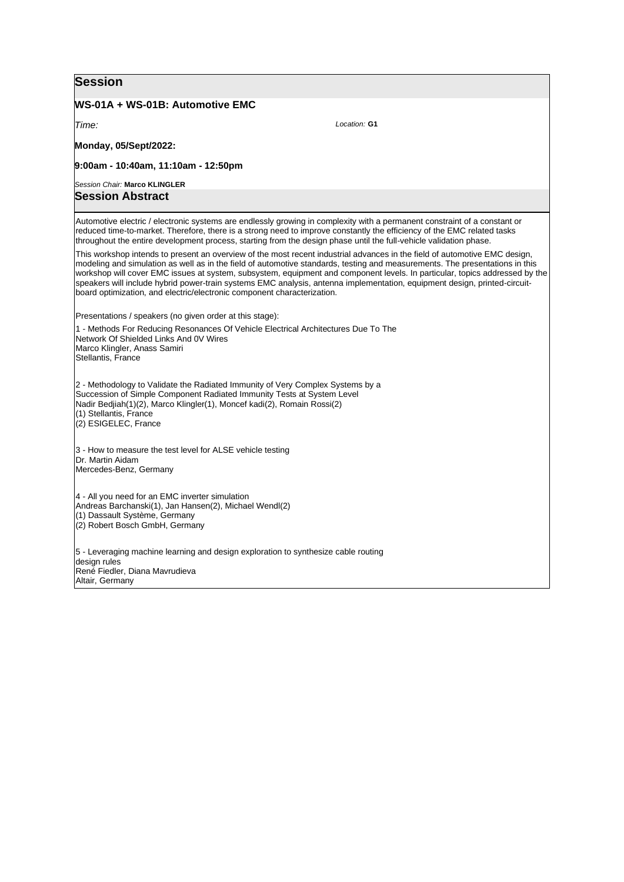## Session

### WS-01A + WS-01B: Automotive EMC

*Time:*

*Location:* **G1**

**Monday, 05/Sept/2022:**

**9:00am - 10:40am, 11:10am - 12:50pm**

*Session Chair:* **Marco KLINGLER**

## Session Abstract

Automotive electric / electronic systems are endlessly growing in complexity with a permanent constraint of a constant or reduced time-to-market. Therefore, there is a strong need to improve constantly the efficiency of the EMC related tasks throughout the entire development process, starting from the design phase until the full-vehicle validation phase.

This workshop intends to present an overview of the most recent industrial advances in the field of automotive EMC design, modeling and simulation as well as in the field of automotive standards, testing and measurements. The presentations in this workshop will cover EMC issues at system, subsystem, equipment and component levels. In particular, topics addressed by the speakers will include hybrid power-train systems EMC analysis, antenna implementation, equipment design, printed-circuit-board optimization, and electric/electronic component characterization.

Presentations / speakers (no given order at this stage):

1 - Methods For Reducing Resonances Of Vehicle Electrical Architectures Due To The Network Of Shielded Links And 0V Wires
Marco Klingler, Anass Samiri
Stellantis, France

2 - Methodology to Validate the Radiated Immunity of Very Complex Systems by a Succession of Simple Component Radiated Immunity Tests at System Level
Nadir Bedjiah(1)(2), Marco Klingler(1), Moncef kadi(2), Romain Rossi(2)
(1) Stellantis, France
(2) ESIGELEC, France

3 - How to measure the test level for ALSE vehicle testing
Dr. Martin Aidam
Mercedes-Benz, Germany

4 - All you need for an EMC inverter simulation
Andreas Barchanski(1), Jan Hansen(2), Michael Wendl(2)
(1) Dassault Système, Germany
(2) Robert Bosch GmbH, Germany

5 - Leveraging machine learning and design exploration to synthesize cable routing design rules
René Fiedler, Diana Mavrudieva
Altair, Germany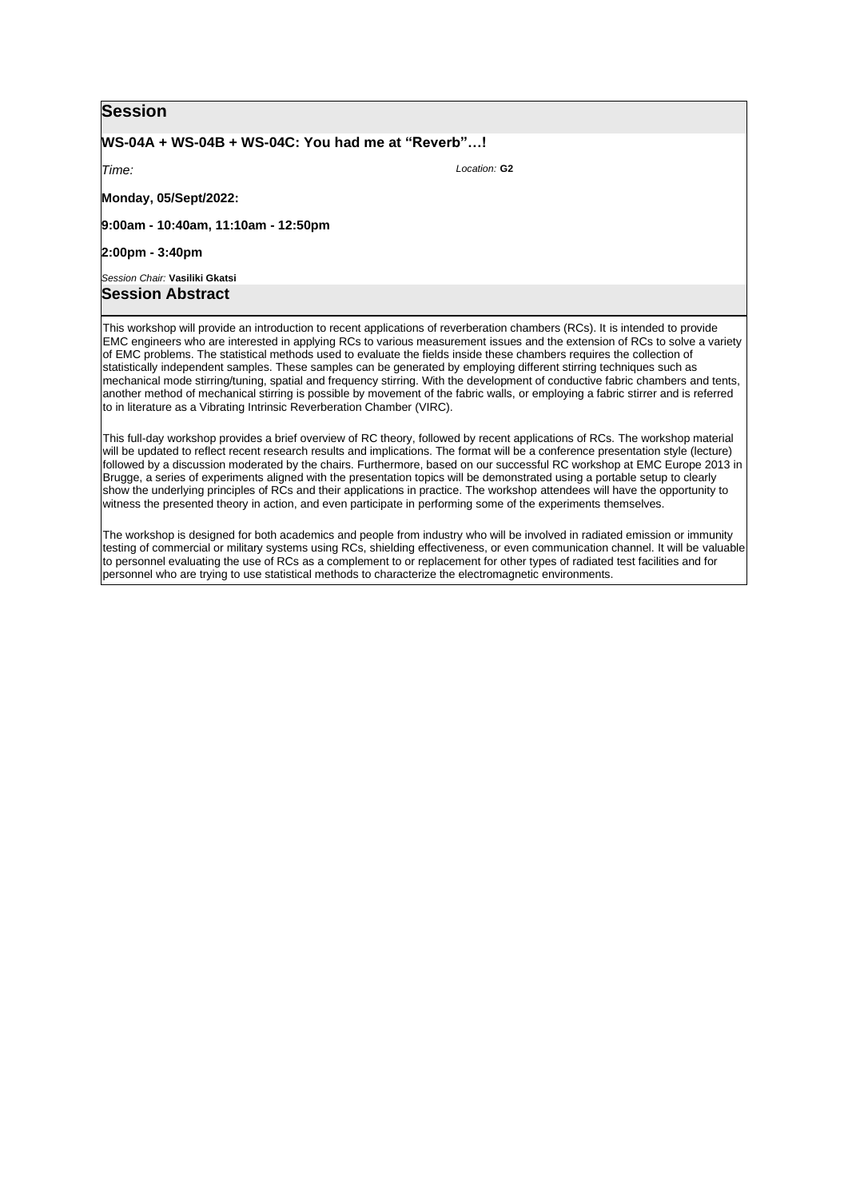## Session

**WS-04A + WS-04B + WS-04C: You had me at "Reverb"…!**

*Time:* *Location:* **G2**

**Monday, 05/Sept/2022:**

**9:00am - 10:40am, 11:10am - 12:50pm**

**2:00pm - 3:40pm**

*Session Chair:* **Vasiliki Gkatsi**

## Session Abstract

This workshop will provide an introduction to recent applications of reverberation chambers (RCs). It is intended to provide EMC engineers who are interested in applying RCs to various measurement issues and the extension of RCs to solve a variety of EMC problems. The statistical methods used to evaluate the fields inside these chambers requires the collection of statistically independent samples. These samples can be generated by employing different stirring techniques such as mechanical mode stirring/tuning, spatial and frequency stirring. With the development of conductive fabric chambers and tents, another method of mechanical stirring is possible by movement of the fabric walls, or employing a fabric stirrer and is referred to in literature as a Vibrating Intrinsic Reverberation Chamber (VIRC).

This full-day workshop provides a brief overview of RC theory, followed by recent applications of RCs. The workshop material will be updated to reflect recent research results and implications. The format will be a conference presentation style (lecture) followed by a discussion moderated by the chairs. Furthermore, based on our successful RC workshop at EMC Europe 2013 in Brugge, a series of experiments aligned with the presentation topics will be demonstrated using a portable setup to clearly show the underlying principles of RCs and their applications in practice. The workshop attendees will have the opportunity to witness the presented theory in action, and even participate in performing some of the experiments themselves.

The workshop is designed for both academics and people from industry who will be involved in radiated emission or immunity testing of commercial or military systems using RCs, shielding effectiveness, or even communication channel. It will be valuable to personnel evaluating the use of RCs as a complement to or replacement for other types of radiated test facilities and for personnel who are trying to use statistical methods to characterize the electromagnetic environments.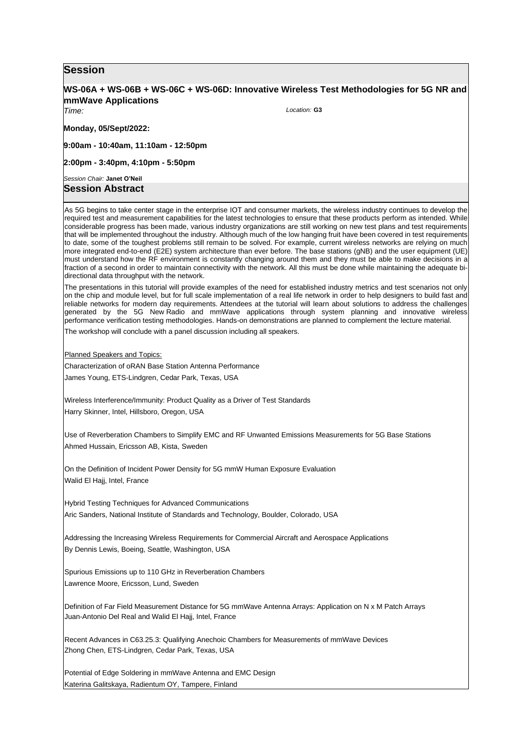## Session

### WS-06A + WS-06B + WS-06C + WS-06D: Innovative Wireless Test Methodologies for 5G NR and mmWave Applications

*Time:* *Location:* **G3**

**Monday, 05/Sept/2022:**

**9:00am - 10:40am, 11:10am - 12:50pm**

**2:00pm - 3:40pm, 4:10pm - 5:50pm**

*Session Chair:* **Janet O'Neil**

## Session Abstract

As 5G begins to take center stage in the enterprise IOT and consumer markets, the wireless industry continues to develop the required test and measurement capabilities for the latest technologies to ensure that these products perform as intended. While considerable progress has been made, various industry organizations are still working on new test plans and test requirements that will be implemented throughout the industry. Although much of the low hanging fruit have been covered in test requirements to date, some of the toughest problems still remain to be solved. For example, current wireless networks are relying on much more integrated end-to-end (E2E) system architecture than ever before. The base stations (gNB) and the user equipment (UE) must understand how the RF environment is constantly changing around them and they must be able to make decisions in a fraction of a second in order to maintain connectivity with the network. All this must be done while maintaining the adequate bi-directional data throughput with the network.

The presentations in this tutorial will provide examples of the need for established industry metrics and test scenarios not only on the chip and module level, but for full scale implementation of a real life network in order to help designers to build fast and reliable networks for modern day requirements. Attendees at the tutorial will learn about solutions to address the challenges generated by the 5G New Radio and mmWave applications through system planning and innovative wireless performance verification testing methodologies. Hands-on demonstrations are planned to complement the lecture material.

The workshop will conclude with a panel discussion including all speakers.

Planned Speakers and Topics:

Characterization of oRAN Base Station Antenna Performance
James Young, ETS-Lindgren, Cedar Park, Texas, USA

Wireless Interference/Immunity: Product Quality as a Driver of Test Standards
Harry Skinner, Intel, Hillsboro, Oregon, USA

Use of Reverberation Chambers to Simplify EMC and RF Unwanted Emissions Measurements for 5G Base Stations
Ahmed Hussain, Ericsson AB, Kista, Sweden

On the Definition of Incident Power Density for 5G mmW Human Exposure Evaluation
Walid El Hajj, Intel, France

Hybrid Testing Techniques for Advanced Communications
Aric Sanders, National Institute of Standards and Technology, Boulder, Colorado, USA

Addressing the Increasing Wireless Requirements for Commercial Aircraft and Aerospace Applications
By Dennis Lewis, Boeing, Seattle, Washington, USA

Spurious Emissions up to 110 GHz in Reverberation Chambers
Lawrence Moore, Ericsson, Lund, Sweden

Definition of Far Field Measurement Distance for 5G mmWave Antenna Arrays: Application on N x M Patch Arrays
Juan-Antonio Del Real and Walid El Hajj, Intel, France

Recent Advances in C63.25.3: Qualifying Anechoic Chambers for Measurements of mmWave Devices
Zhong Chen, ETS-Lindgren, Cedar Park, Texas, USA

Potential of Edge Soldering in mmWave Antenna and EMC Design
Katerina Galitskaya, Radientum OY, Tampere, Finland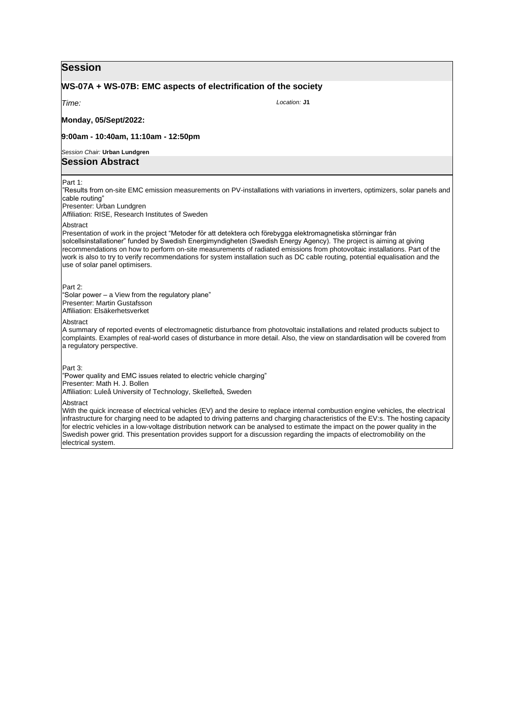## Session

### WS-07A + WS-07B: EMC aspects of electrification of the society

*Time:* *Location:* **J1**

**Monday, 05/Sept/2022:**

**9:00am - 10:40am, 11:10am - 12:50pm**

*Session Chair:* **Urban Lundgren**

## Session Abstract

Part 1:
"Results from on-site EMC emission measurements on PV-installations with variations in inverters, optimizers, solar panels and cable routing"
Presenter: Urban Lundgren
Affiliation: RISE, Research Institutes of Sweden

Abstract
Presentation of work in the project "Metoder för att detektera och förebygga elektromagnetiska störningar från solcellsinstallationer" funded by Swedish Energimyndigheten (Swedish Energy Agency). The project is aiming at giving recommendations on how to perform on-site measurements of radiated emissions from photovoltaic installations. Part of the work is also to try to verify recommendations for system installation such as DC cable routing, potential equalisation and the use of solar panel optimisers.

Part 2:
"Solar power – a View from the regulatory plane"
Presenter: Martin Gustafsson
Affiliation: Elsäkerhetsverket

Abstract
A summary of reported events of electromagnetic disturbance from photovoltaic installations and related products subject to complaints. Examples of real-world cases of disturbance in more detail. Also, the view on standardisation will be covered from a regulatory perspective.

Part 3:
"Power quality and EMC issues related to electric vehicle charging"
Presenter: Math H. J. Bollen
Affiliation: Luleå University of Technology, Skellefteå, Sweden

Abstract
With the quick increase of electrical vehicles (EV) and the desire to replace internal combustion engine vehicles, the electrical infrastructure for charging need to be adapted to driving patterns and charging characteristics of the EV:s. The hosting capacity for electric vehicles in a low-voltage distribution network can be analysed to estimate the impact on the power quality in the Swedish power grid. This presentation provides support for a discussion regarding the impacts of electromobility on the electrical system.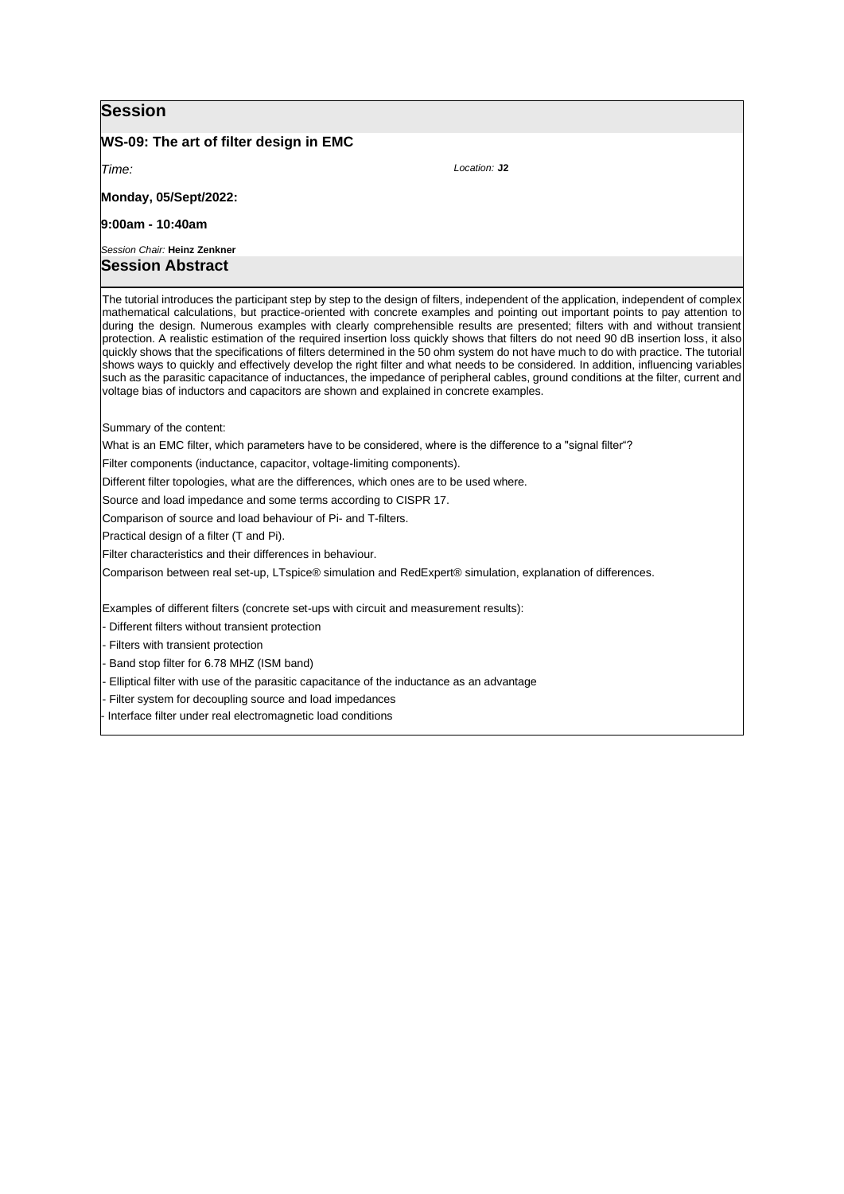## Session

### WS-09: The art of filter design in EMC

*Time:* *Location:* **J2**

**Monday, 05/Sept/2022:**

**9:00am - 10:40am**

*Session Chair:* **Heinz Zenkner**

## Session Abstract

The tutorial introduces the participant step by step to the design of filters, independent of the application, independent of complex mathematical calculations, but practice-oriented with concrete examples and pointing out important points to pay attention to during the design. Numerous examples with clearly comprehensible results are presented; filters with and without transient protection. A realistic estimation of the required insertion loss quickly shows that filters do not need 90 dB insertion loss, it also quickly shows that the specifications of filters determined in the 50 ohm system do not have much to do with practice. The tutorial shows ways to quickly and effectively develop the right filter and what needs to be considered. In addition, influencing variables such as the parasitic capacitance of inductances, the impedance of peripheral cables, ground conditions at the filter, current and voltage bias of inductors and capacitors are shown and explained in concrete examples.

Summary of the content:

What is an EMC filter, which parameters have to be considered, where is the difference to a "signal filter"?

Filter components (inductance, capacitor, voltage-limiting components).

Different filter topologies, what are the differences, which ones are to be used where.

Source and load impedance and some terms according to CISPR 17.

Comparison of source and load behaviour of Pi- and T-filters.

Practical design of a filter (T and Pi).

Filter characteristics and their differences in behaviour.

Comparison between real set-up, LTspice® simulation and RedExpert® simulation, explanation of differences.

Examples of different filters (concrete set-ups with circuit and measurement results):

- Different filters without transient protection
- Filters with transient protection
- Band stop filter for 6.78 MHZ (ISM band)
- Elliptical filter with use of the parasitic capacitance of the inductance as an advantage
- Filter system for decoupling source and load impedances
- Interface filter under real electromagnetic load conditions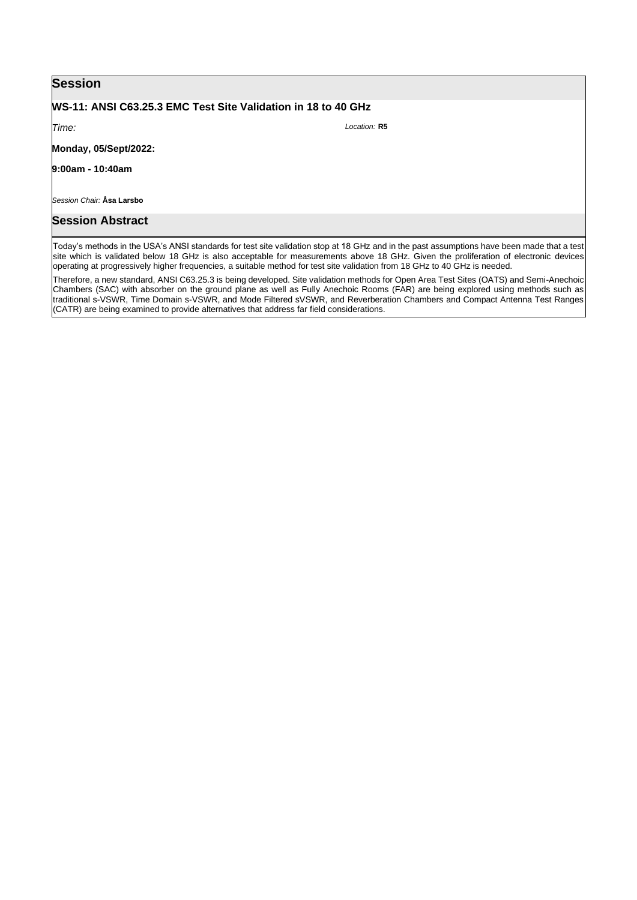## Session

### WS-11: ANSI C63.25.3 EMC Test Site Validation in 18 to 40 GHz

*Time:* *Location:* **R5**

**Monday, 05/Sept/2022:**

**9:00am - 10:40am**

*Session Chair:* **Åsa Larsbo**

## Session Abstract

Today's methods in the USA's ANSI standards for test site validation stop at 18 GHz and in the past assumptions have been made that a test site which is validated below 18 GHz is also acceptable for measurements above 18 GHz. Given the proliferation of electronic devices operating at progressively higher frequencies, a suitable method for test site validation from 18 GHz to 40 GHz is needed.

Therefore, a new standard, ANSI C63.25.3 is being developed. Site validation methods for Open Area Test Sites (OATS) and Semi-Anechoic Chambers (SAC) with absorber on the ground plane as well as Fully Anechoic Rooms (FAR) are being explored using methods such as traditional s-VSWR, Time Domain s-VSWR, and Mode Filtered sVSWR, and Reverberation Chambers and Compact Antenna Test Ranges (CATR) are being examined to provide alternatives that address far field considerations.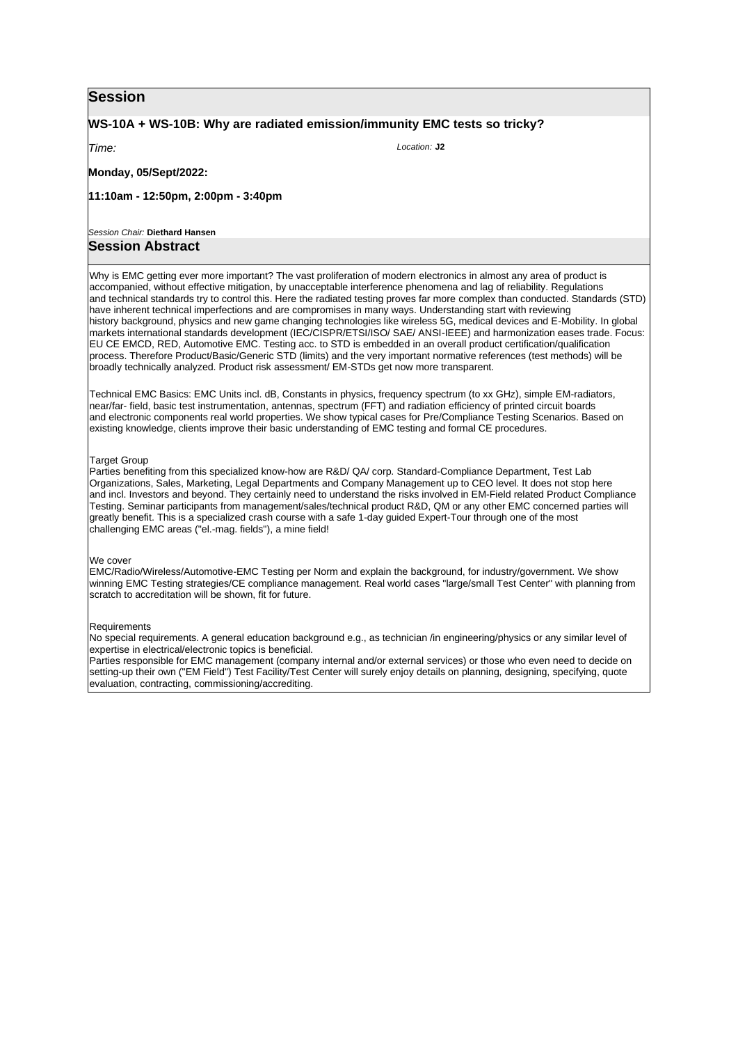## Session

### WS-10A + WS-10B: Why are radiated emission/immunity EMC tests so tricky?

*Time:* *Location:* **J2**

**Monday, 05/Sept/2022:**

**11:10am - 12:50pm, 2:00pm - 3:40pm**

*Session Chair:* **Diethard Hansen**

## Session Abstract

Why is EMC getting ever more important? The vast proliferation of modern electronics in almost any area of product is accompanied, without effective mitigation, by unacceptable interference phenomena and lag of reliability. Regulations and technical standards try to control this. Here the radiated testing proves far more complex than conducted. Standards (STD) have inherent technical imperfections and are compromises in many ways. Understanding start with reviewing history background, physics and new game changing technologies like wireless 5G, medical devices and E-Mobility. In global markets international standards development (IEC/CISPR/ETSI/ISO/ SAE/ ANSI-IEEE) and harmonization eases trade. Focus: EU CE EMCD, RED, Automotive EMC. Testing acc. to STD is embedded in an overall product certification/qualification process. Therefore Product/Basic/Generic STD (limits) and the very important normative references (test methods) will be broadly technically analyzed. Product risk assessment/ EM-STDs get now more transparent.

Technical EMC Basics: EMC Units incl. dB, Constants in physics, frequency spectrum (to xx GHz), simple EM-radiators, near/far- field, basic test instrumentation, antennas, spectrum (FFT) and radiation efficiency of printed circuit boards and electronic components real world properties. We show typical cases for Pre/Compliance Testing Scenarios. Based on existing knowledge, clients improve their basic understanding of EMC testing and formal CE procedures.

Target Group
Parties benefiting from this specialized know-how are R&D/ QA/ corp. Standard-Compliance Department, Test Lab Organizations, Sales, Marketing, Legal Departments and Company Management up to CEO level. It does not stop here and incl. Investors and beyond. They certainly need to understand the risks involved in EM-Field related Product Compliance Testing. Seminar participants from management/sales/technical product R&D, QM or any other EMC concerned parties will greatly benefit. This is a specialized crash course with a safe 1-day guided Expert-Tour through one of the most challenging EMC areas ("el.-mag. fields"), a mine field!

We cover
EMC/Radio/Wireless/Automotive-EMC Testing per Norm and explain the background, for industry/government. We show winning EMC Testing strategies/CE compliance management. Real world cases "large/small Test Center" with planning from scratch to accreditation will be shown, fit for future.

Requirements
No special requirements. A general education background e.g., as technician /in engineering/physics or any similar level of expertise in electrical/electronic topics is beneficial.
Parties responsible for EMC management (company internal and/or external services) or those who even need to decide on setting-up their own ("EM Field") Test Facility/Test Center will surely enjoy details on planning, designing, specifying, quote evaluation, contracting, commissioning/accrediting.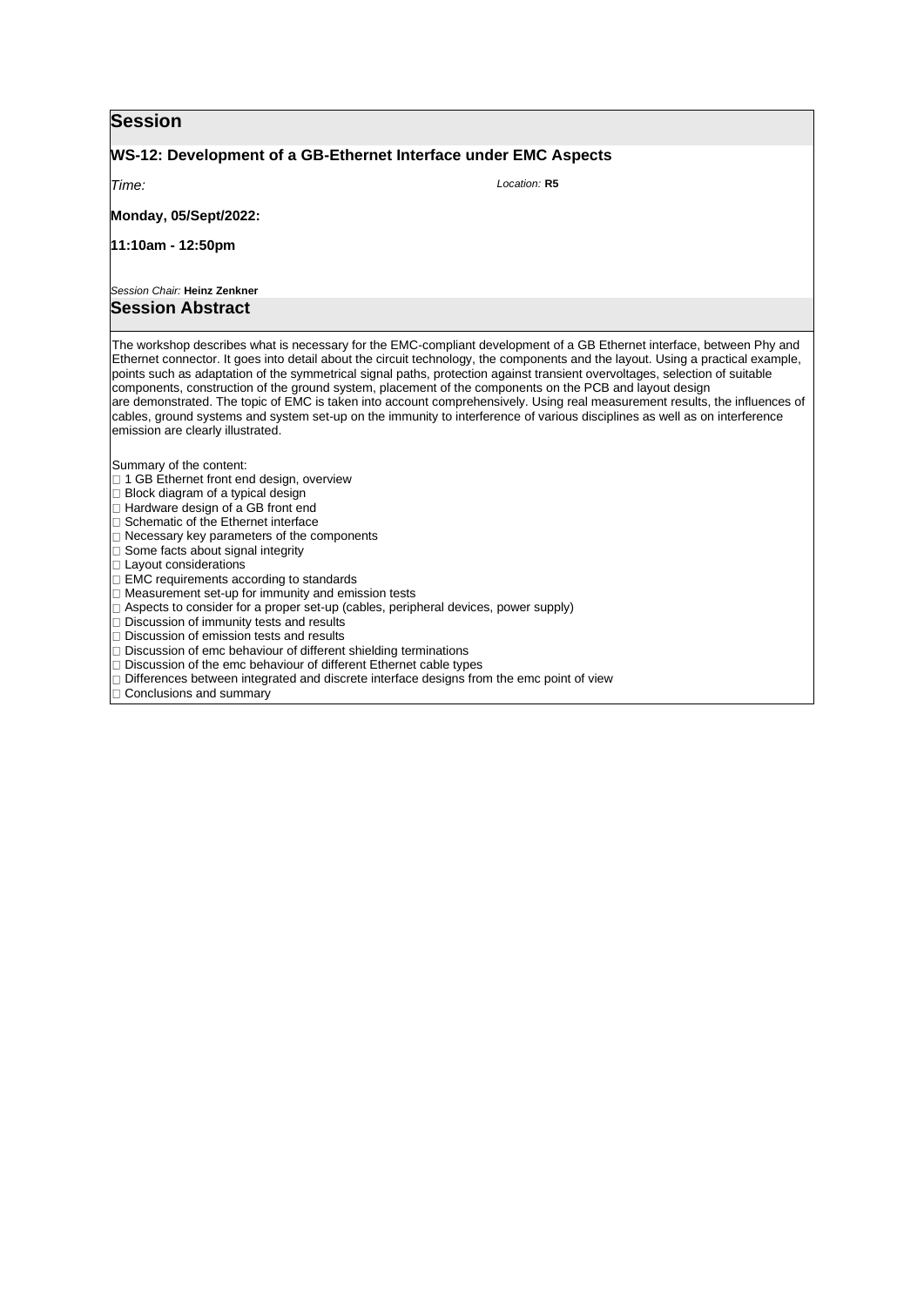## Session

### WS-12: Development of a GB-Ethernet Interface under EMC Aspects

*Time:* *Location:* **R5**

**Monday, 05/Sept/2022:**

**11:10am - 12:50pm**

*Session Chair:* **Heinz Zenkner**

## Session Abstract

The workshop describes what is necessary for the EMC-compliant development of a GB Ethernet interface, between Phy and Ethernet connector. It goes into detail about the circuit technology, the components and the layout. Using a practical example, points such as adaptation of the symmetrical signal paths, protection against transient overvoltages, selection of suitable components, construction of the ground system, placement of the components on the PCB and layout design are demonstrated. The topic of EMC is taken into account comprehensively. Using real measurement results, the influences of cables, ground systems and system set-up on the immunity to interference of various disciplines as well as on interference emission are clearly illustrated.

Summary of the content:

- 1 GB Ethernet front end design, overview
- Block diagram of a typical design
- Hardware design of a GB front end
- Schematic of the Ethernet interface
- Necessary key parameters of the components
- Some facts about signal integrity
- Layout considerations
- EMC requirements according to standards
- Measurement set-up for immunity and emission tests
- Aspects to consider for a proper set-up (cables, peripheral devices, power supply)
- Discussion of immunity tests and results
- Discussion of emission tests and results
- Discussion of emc behaviour of different shielding terminations
- Discussion of the emc behaviour of different Ethernet cable types
- Differences between integrated and discrete interface designs from the emc point of view
- Conclusions and summary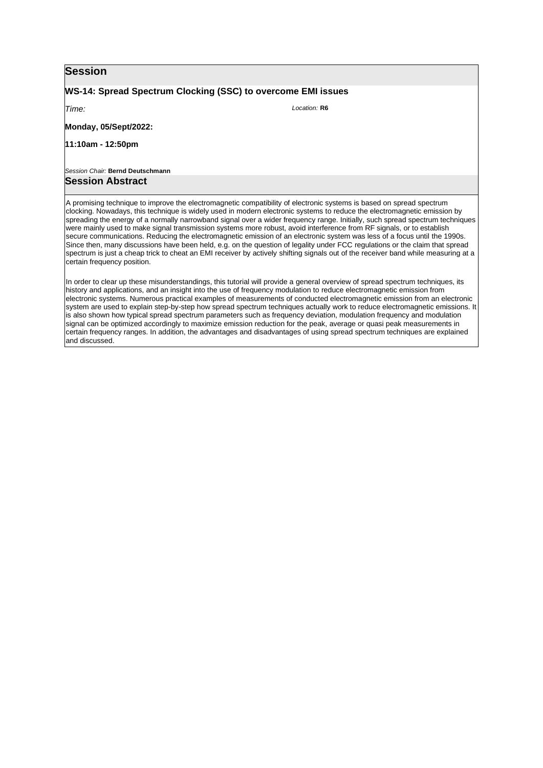## Session

**WS-14: Spread Spectrum Clocking (SSC) to overcome EMI issues**

*Time:* *Location:* **R6**

**Monday, 05/Sept/2022:**

**11:10am - 12:50pm**

*Session Chair:* **Bernd Deutschmann**

## Session Abstract

A promising technique to improve the electromagnetic compatibility of electronic systems is based on spread spectrum clocking. Nowadays, this technique is widely used in modern electronic systems to reduce the electromagnetic emission by spreading the energy of a normally narrowband signal over a wider frequency range. Initially, such spread spectrum techniques were mainly used to make signal transmission systems more robust, avoid interference from RF signals, or to establish secure communications. Reducing the electromagnetic emission of an electronic system was less of a focus until the 1990s. Since then, many discussions have been held, e.g. on the question of legality under FCC regulations or the claim that spread spectrum is just a cheap trick to cheat an EMI receiver by actively shifting signals out of the receiver band while measuring at a certain frequency position.

In order to clear up these misunderstandings, this tutorial will provide a general overview of spread spectrum techniques, its history and applications, and an insight into the use of frequency modulation to reduce electromagnetic emission from electronic systems. Numerous practical examples of measurements of conducted electromagnetic emission from an electronic system are used to explain step-by-step how spread spectrum techniques actually work to reduce electromagnetic emissions. It is also shown how typical spread spectrum parameters such as frequency deviation, modulation frequency and modulation signal can be optimized accordingly to maximize emission reduction for the peak, average or quasi peak measurements in certain frequency ranges. In addition, the advantages and disadvantages of using spread spectrum techniques are explained and discussed.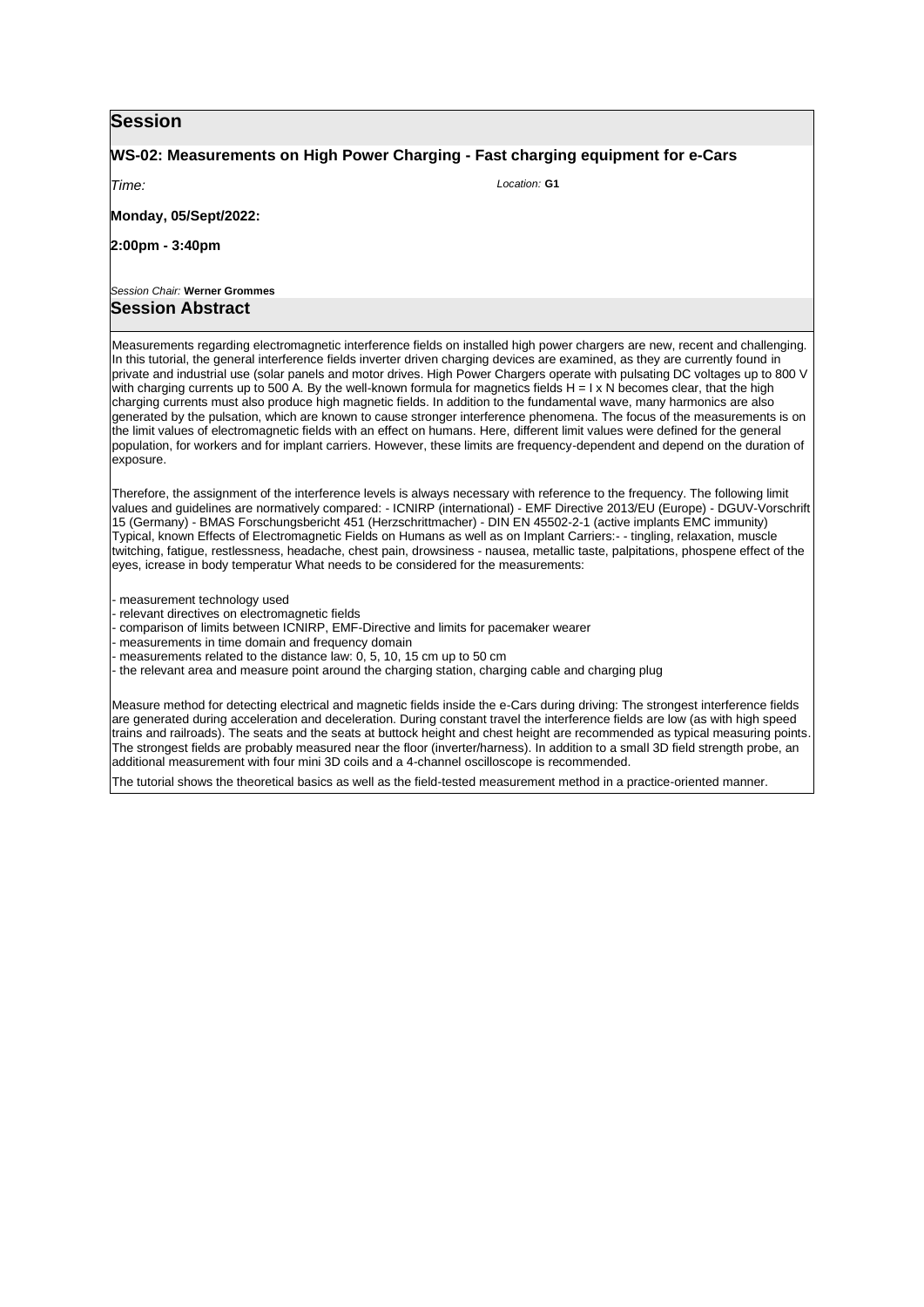## Session

**WS-02: Measurements on High Power Charging - Fast charging equipment for e-Cars**

*Time:* *Location:* **G1**

**Monday, 05/Sept/2022:**

**2:00pm - 3:40pm**

*Session Chair:* **Werner Grommes**

## Session Abstract

Measurements regarding electromagnetic interference fields on installed high power chargers are new, recent and challenging. In this tutorial, the general interference fields inverter driven charging devices are examined, as they are currently found in private and industrial use (solar panels and motor drives. High Power Chargers operate with pulsating DC voltages up to 800 V with charging currents up to 500 A. By the well-known formula for magnetics fields H = I x N becomes clear, that the high charging currents must also produce high magnetic fields. In addition to the fundamental wave, many harmonics are also generated by the pulsation, which are known to cause stronger interference phenomena. The focus of the measurements is on the limit values of electromagnetic fields with an effect on humans. Here, different limit values were defined for the general population, for workers and for implant carriers. However, these limits are frequency-dependent and depend on the duration of exposure.

Therefore, the assignment of the interference levels is always necessary with reference to the frequency. The following limit values and guidelines are normatively compared: - ICNIRP (international) - EMF Directive 2013/EU (Europe) - DGUV-Vorschrift 15 (Germany) - BMAS Forschungsbericht 451 (Herzschrittmacher) - DIN EN 45502-2-1 (active implants EMC immunity) Typical, known Effects of Electromagnetic Fields on Humans as well as on Implant Carriers:- - tingling, relaxation, muscle twitching, fatigue, restlessness, headache, chest pain, drowsiness - nausea, metallic taste, palpitations, phospene effect of the eyes, icrease in body temperatur What needs to be considered for the measurements:

- measurement technology used
- relevant directives on electromagnetic fields
- comparison of limits between ICNIRP, EMF-Directive and limits for pacemaker wearer
- measurements in time domain and frequency domain
- measurements related to the distance law: 0, 5, 10, 15 cm up to 50 cm
- the relevant area and measure point around the charging station, charging cable and charging plug

Measure method for detecting electrical and magnetic fields inside the e-Cars during driving: The strongest interference fields are generated during acceleration and deceleration. During constant travel the interference fields are low (as with high speed trains and railroads). The seats and the seats at buttock height and chest height are recommended as typical measuring points. The strongest fields are probably measured near the floor (inverter/harness). In addition to a small 3D field strength probe, an additional measurement with four mini 3D coils and a 4-channel oscilloscope is recommended.

The tutorial shows the theoretical basics as well as the field-tested measurement method in a practice-oriented manner.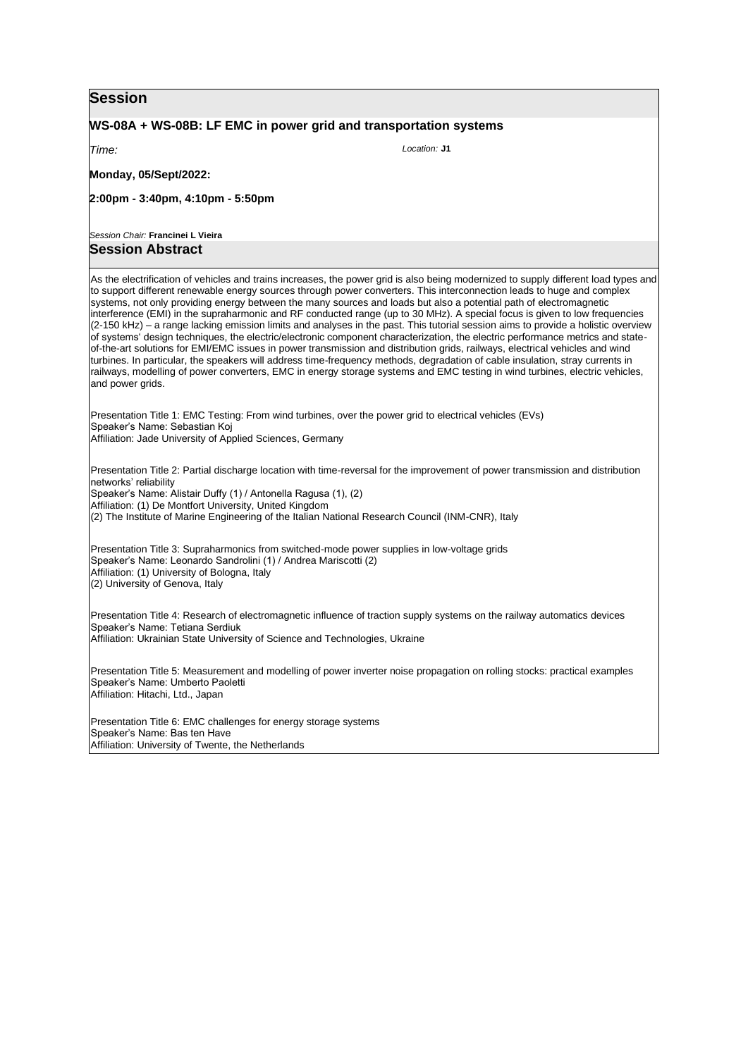## Session

### WS-08A + WS-08B: LF EMC in power grid and transportation systems

*Time:*

*Location:* **J1**

**Monday, 05/Sept/2022:**

**2:00pm - 3:40pm, 4:10pm - 5:50pm**

*Session Chair:* **Francinei L Vieira**

## Session Abstract

As the electrification of vehicles and trains increases, the power grid is also being modernized to supply different load types and to support different renewable energy sources through power converters. This interconnection leads to huge and complex systems, not only providing energy between the many sources and loads but also a potential path of electromagnetic interference (EMI) in the supraharmonic and RF conducted range (up to 30 MHz). A special focus is given to low frequencies (2-150 kHz) – a range lacking emission limits and analyses in the past. This tutorial session aims to provide a holistic overview of systems' design techniques, the electric/electronic component characterization, the electric performance metrics and state-of-the-art solutions for EMI/EMC issues in power transmission and distribution grids, railways, electrical vehicles and wind turbines. In particular, the speakers will address time-frequency methods, degradation of cable insulation, stray currents in railways, modelling of power converters, EMC in energy storage systems and EMC testing in wind turbines, electric vehicles, and power grids.

Presentation Title 1: EMC Testing: From wind turbines, over the power grid to electrical vehicles (EVs)
Speaker's Name: Sebastian Koj
Affiliation: Jade University of Applied Sciences, Germany

Presentation Title 2: Partial discharge location with time-reversal for the improvement of power transmission and distribution networks' reliability
Speaker's Name: Alistair Duffy (1) / Antonella Ragusa (1), (2)
Affiliation: (1) De Montfort University, United Kingdom
(2) The Institute of Marine Engineering of the Italian National Research Council (INM-CNR), Italy

Presentation Title 3: Supraharmonics from switched-mode power supplies in low-voltage grids
Speaker's Name: Leonardo Sandrolini (1) / Andrea Mariscotti (2)
Affiliation: (1) University of Bologna, Italy
(2) University of Genova, Italy

Presentation Title 4: Research of electromagnetic influence of traction supply systems on the railway automatics devices
Speaker's Name: Tetiana Serdiuk
Affiliation: Ukrainian State University of Science and Technologies, Ukraine

Presentation Title 5: Measurement and modelling of power inverter noise propagation on rolling stocks: practical examples
Speaker's Name: Umberto Paoletti
Affiliation: Hitachi, Ltd., Japan

Presentation Title 6: EMC challenges for energy storage systems
Speaker's Name: Bas ten Have
Affiliation: University of Twente, the Netherlands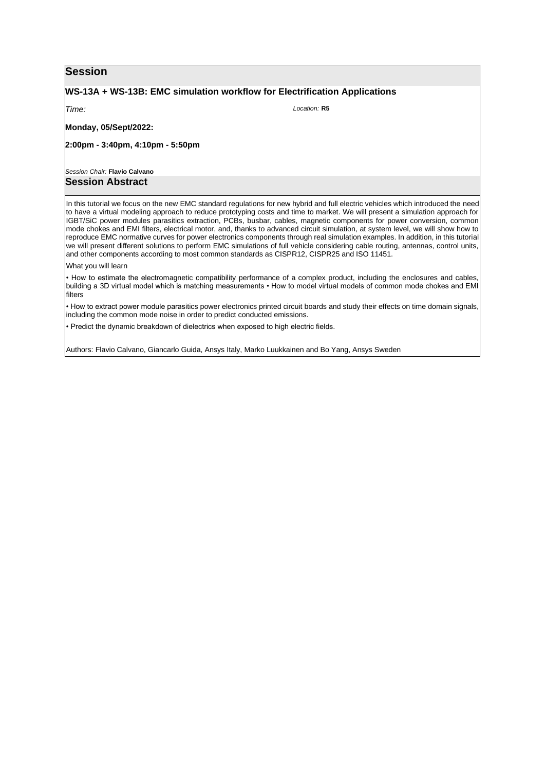## Session

### WS-13A + WS-13B: EMC simulation workflow for Electrification Applications

*Time:*

*Location:* **R5**

**Monday, 05/Sept/2022:**

**2:00pm - 3:40pm, 4:10pm - 5:50pm**

*Session Chair:* **Flavio Calvano**

## Session Abstract

In this tutorial we focus on the new EMC standard regulations for new hybrid and full electric vehicles which introduced the need to have a virtual modeling approach to reduce prototyping costs and time to market. We will present a simulation approach for IGBT/SiC power modules parasitics extraction, PCBs, busbar, cables, magnetic components for power conversion, common mode chokes and EMI filters, electrical motor, and, thanks to advanced circuit simulation, at system level, we will show how to reproduce EMC normative curves for power electronics components through real simulation examples. In addition, in this tutorial we will present different solutions to perform EMC simulations of full vehicle considering cable routing, antennas, control units, and other components according to most common standards as CISPR12, CISPR25 and ISO 11451.

What you will learn

• How to estimate the electromagnetic compatibility performance of a complex product, including the enclosures and cables, building a 3D virtual model which is matching measurements • How to model virtual models of common mode chokes and EMI filters

• How to extract power module parasitics power electronics printed circuit boards and study their effects on time domain signals, including the common mode noise in order to predict conducted emissions.

• Predict the dynamic breakdown of dielectrics when exposed to high electric fields.

Authors: Flavio Calvano, Giancarlo Guida, Ansys Italy, Marko Luukkainen and Bo Yang, Ansys Sweden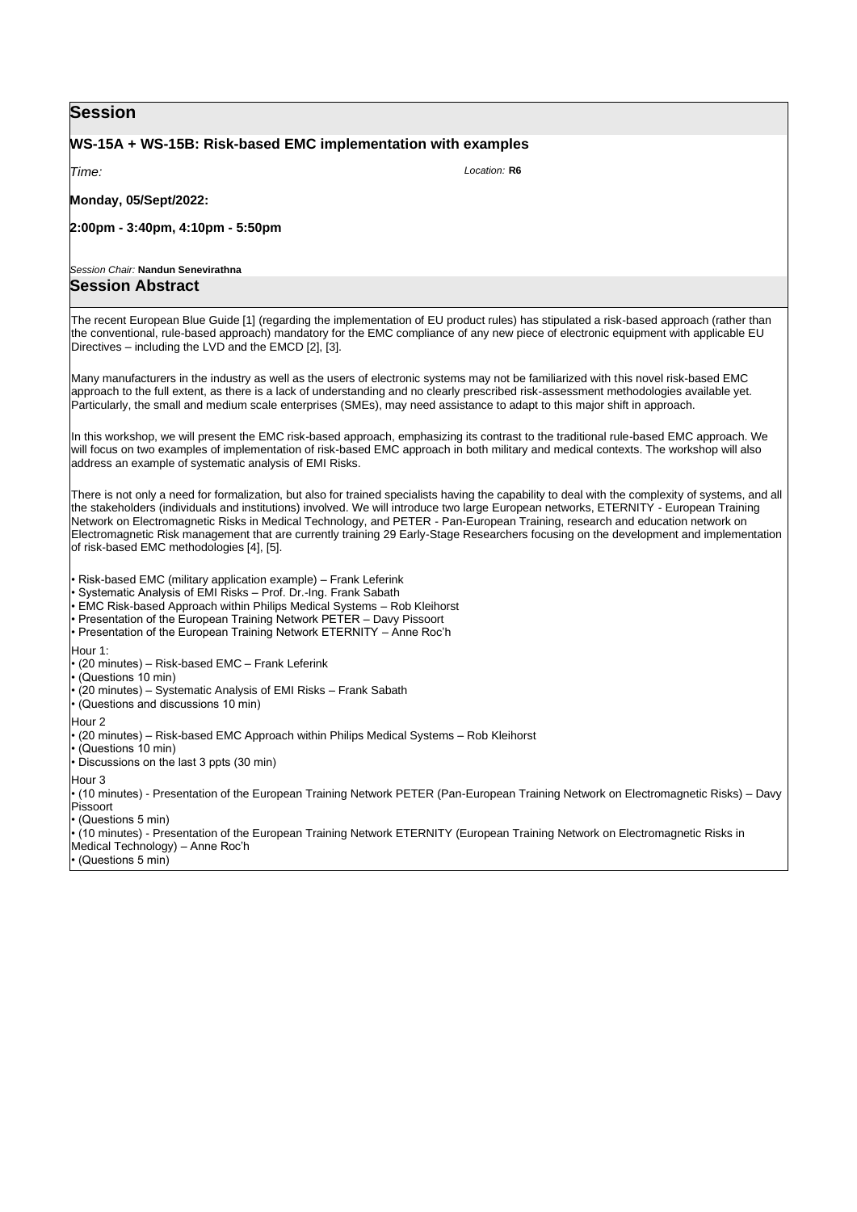## Session

### WS-15A + WS-15B: Risk-based EMC implementation with examples

*Time:* *Location:* **R6**

**Monday, 05/Sept/2022:**

**2:00pm - 3:40pm, 4:10pm - 5:50pm**

*Session Chair:* **Nandun Senevirathna**

## Session Abstract

The recent European Blue Guide [1] (regarding the implementation of EU product rules) has stipulated a risk-based approach (rather than the conventional, rule-based approach) mandatory for the EMC compliance of any new piece of electronic equipment with applicable EU Directives – including the LVD and the EMCD [2], [3].

Many manufacturers in the industry as well as the users of electronic systems may not be familiarized with this novel risk-based EMC approach to the full extent, as there is a lack of understanding and no clearly prescribed risk-assessment methodologies available yet. Particularly, the small and medium scale enterprises (SMEs), may need assistance to adapt to this major shift in approach.

In this workshop, we will present the EMC risk-based approach, emphasizing its contrast to the traditional rule-based EMC approach. We will focus on two examples of implementation of risk-based EMC approach in both military and medical contexts. The workshop will also address an example of systematic analysis of EMI Risks.

There is not only a need for formalization, but also for trained specialists having the capability to deal with the complexity of systems, and all the stakeholders (individuals and institutions) involved. We will introduce two large European networks, ETERNITY - European Training Network on Electromagnetic Risks in Medical Technology, and PETER - Pan-European Training, research and education network on Electromagnetic Risk management that are currently training 29 Early-Stage Researchers focusing on the development and implementation of risk-based EMC methodologies [4], [5].

- Risk-based EMC (military application example) – Frank Leferink
- Systematic Analysis of EMI Risks – Prof. Dr.-Ing. Frank Sabath
- EMC Risk-based Approach within Philips Medical Systems – Rob Kleihorst
- Presentation of the European Training Network PETER – Davy Pissoort
- Presentation of the European Training Network ETERNITY – Anne Roc'h

Hour 1:

- (20 minutes) – Risk-based EMC – Frank Leferink
- (Questions 10 min)
- (20 minutes) – Systematic Analysis of EMI Risks – Frank Sabath
- (Questions and discussions 10 min)

Hour 2

- (20 minutes) – Risk-based EMC Approach within Philips Medical Systems – Rob Kleihorst
- (Questions 10 min)
- Discussions on the last 3 ppts (30 min)

Hour 3

- (10 minutes) - Presentation of the European Training Network PETER (Pan-European Training Network on Electromagnetic Risks) – Davy Pissoort
- (Questions 5 min)
- (10 minutes) - Presentation of the European Training Network ETERNITY (European Training Network on Electromagnetic Risks in Medical Technology) – Anne Roc'h
- (Questions 5 min)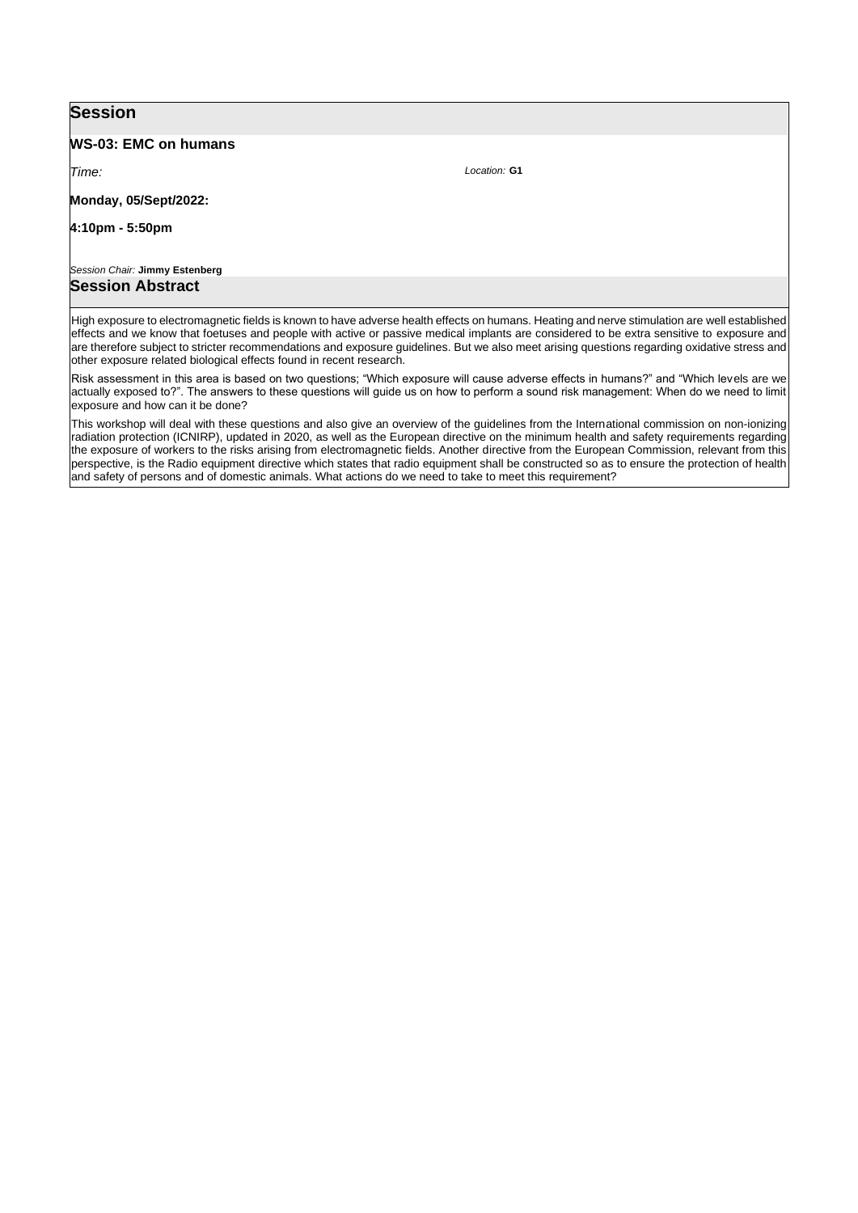## Session

**WS-03: EMC on humans**

*Time:* *Location:* **G1**

**Monday, 05/Sept/2022:**

**4:10pm - 5:50pm**

*Session Chair:* **Jimmy Estenberg**

## Session Abstract

High exposure to electromagnetic fields is known to have adverse health effects on humans. Heating and nerve stimulation are well established effects and we know that foetuses and people with active or passive medical implants are considered to be extra sensitive to exposure and are therefore subject to stricter recommendations and exposure guidelines. But we also meet arising questions regarding oxidative stress and other exposure related biological effects found in recent research.

Risk assessment in this area is based on two questions; "Which exposure will cause adverse effects in humans?" and "Which levels are we actually exposed to?". The answers to these questions will guide us on how to perform a sound risk management: When do we need to limit exposure and how can it be done?

This workshop will deal with these questions and also give an overview of the guidelines from the International commission on non-ionizing radiation protection (ICNIRP), updated in 2020, as well as the European directive on the minimum health and safety requirements regarding the exposure of workers to the risks arising from electromagnetic fields. Another directive from the European Commission, relevant from this perspective, is the Radio equipment directive which states that radio equipment shall be constructed so as to ensure the protection of health and safety of persons and of domestic animals. What actions do we need to take to meet this requirement?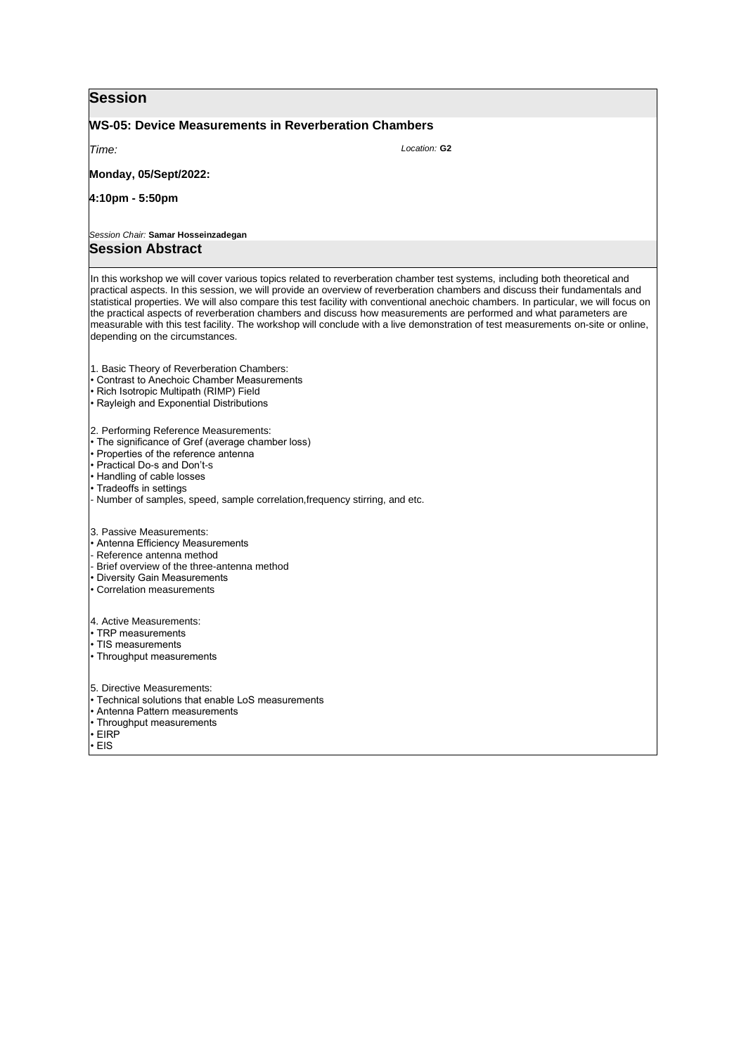## Session

### WS-05: Device Measurements in Reverberation Chambers

*Time:* *Location:* **G2**

**Monday, 05/Sept/2022:**

**4:10pm - 5:50pm**

*Session Chair:* **Samar Hosseinzadegan**

## Session Abstract

In this workshop we will cover various topics related to reverberation chamber test systems, including both theoretical and practical aspects. In this session, we will provide an overview of reverberation chambers and discuss their fundamentals and statistical properties. We will also compare this test facility with conventional anechoic chambers. In particular, we will focus on the practical aspects of reverberation chambers and discuss how measurements are performed and what parameters are measurable with this test facility. The workshop will conclude with a live demonstration of test measurements on-site or online, depending on the circumstances.

1. Basic Theory of Reverberation Chambers:
• Contrast to Anechoic Chamber Measurements
• Rich Isotropic Multipath (RIMP) Field
• Rayleigh and Exponential Distributions

2. Performing Reference Measurements:
• The significance of Gref (average chamber loss)
• Properties of the reference antenna
• Practical Do-s and Don't-s
• Handling of cable losses
• Tradeoffs in settings
- Number of samples, speed, sample correlation,frequency stirring, and etc.

3. Passive Measurements:
• Antenna Efficiency Measurements
- Reference antenna method
- Brief overview of the three-antenna method
• Diversity Gain Measurements
• Correlation measurements

4. Active Measurements:
• TRP measurements
• TIS measurements
• Throughput measurements

5. Directive Measurements:
• Technical solutions that enable LoS measurements
• Antenna Pattern measurements
• Throughput measurements
• EIRP
• EIS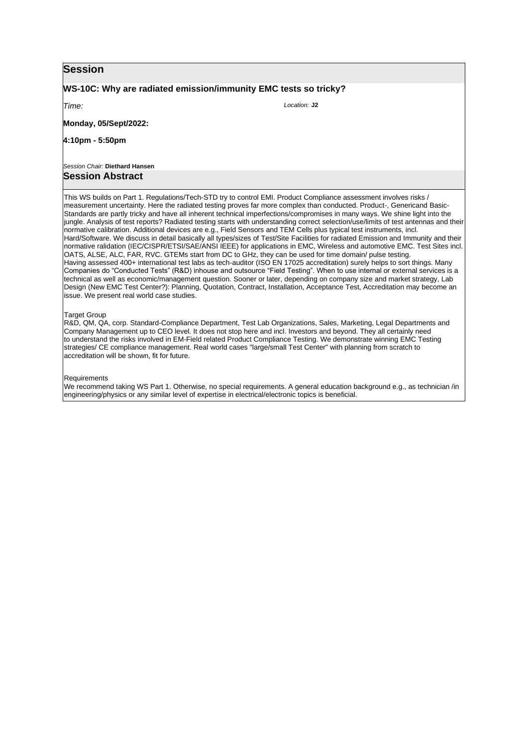## Session

**WS-10C: Why are radiated emission/immunity EMC tests so tricky?**

*Time:* *Location:* **J2**

**Monday, 05/Sept/2022:**

**4:10pm - 5:50pm**

*Session Chair:* **Diethard Hansen**

## Session Abstract

This WS builds on Part 1. Regulations/Tech-STD try to control EMI. Product Compliance assessment involves risks / measurement uncertainty. Here the radiated testing proves far more complex than conducted. Product-, Genericand Basic-Standards are partly tricky and have all inherent technical imperfections/compromises in many ways. We shine light into the jungle. Analysis of test reports? Radiated testing starts with understanding correct selection/use/limits of test antennas and their normative calibration. Additional devices are e.g., Field Sensors and TEM Cells plus typical test instruments, incl. Hard/Software. We discuss in detail basically all types/sizes of Test/Site Facilities for radiated Emission and Immunity and their normative ralidation (IEC/CISPR/ETSI/SAE/ANSI IEEE) for applications in EMC, Wireless and automotive EMC. Test Sites incl. OATS, ALSE, ALC, FAR, RVC. GTEMs start from DC to GHz, they can be used for time domain/ pulse testing.
Having assessed 400+ international test labs as tech-auditor (ISO EN 17025 accreditation) surely helps to sort things. Many Companies do "Conducted Tests" (R&D) inhouse and outsource "Field Testing". When to use internal or external services is a technical as well as economic/management question. Sooner or later, depending on company size and market strategy, Lab Design (New EMC Test Center?): Planning, Quotation, Contract, Installation, Acceptance Test, Accreditation may become an issue. We present real world case studies.

Target Group
R&D, QM, QA, corp. Standard-Compliance Department, Test Lab Organizations, Sales, Marketing, Legal Departments and Company Management up to CEO level. It does not stop here and incl. Investors and beyond. They all certainly need to understand the risks involved in EM-Field related Product Compliance Testing. We demonstrate winning EMC Testing strategies/ CE compliance management. Real world cases "large/small Test Center" with planning from scratch to accreditation will be shown, fit for future.

Requirements
We recommend taking WS Part 1. Otherwise, no special requirements. A general education background e.g., as technician /in engineering/physics or any similar level of expertise in electrical/electronic topics is beneficial.